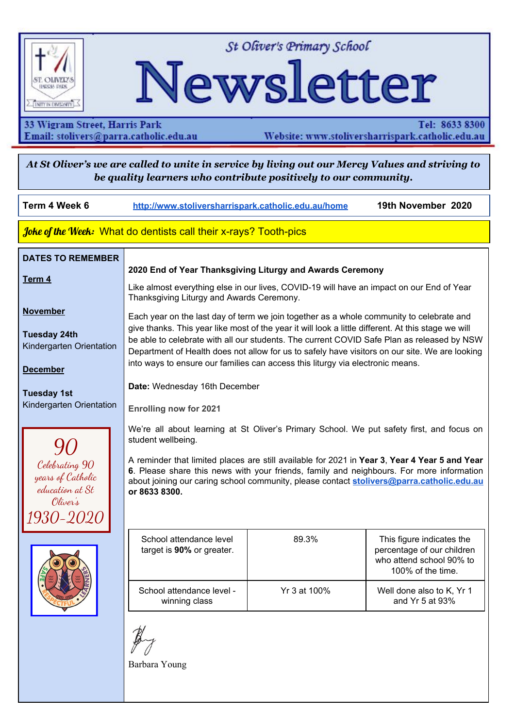# St Oliver's Primary School Newsletter

33 Wigram Street, Harris Park
Email: stolivers@parra.catholic.edu.au

Tel: 8633 8300
Website: www.stoliversharrispark.catholic.edu.au

***At St Oliver's we are called to unite in service by living out our Mercy Values and striving to be quality learners who contribute positively to our community.***

**Term 4 Week 6** | http://www.stoliversharrispark.catholic.edu.au/home | **19th November 2020**

***Joke of the Week:*** What do dentists call their x-rays? Tooth-pics

## DATES TO REMEMBER

**Term 4**

**November**

**Tuesday 24th**
Kindergarten Orientation

**December**

**Tuesday 1st**
Kindergarten Orientation

*90*
*Celebrating 90 years of Catholic education at St Oliver's*
*1930-2020*

### 2020 End of Year Thanksgiving Liturgy and Awards Ceremony

Like almost everything else in our lives, COVID-19 will have an impact on our End of Year Thanksgiving Liturgy and Awards Ceremony.

Each year on the last day of term we join together as a whole community to celebrate and give thanks. This year like most of the year it will look a little different. At this stage we will be able to celebrate with all our students. The current COVID Safe Plan as released by NSW Department of Health does not allow for us to safely have visitors on our site. We are looking into ways to ensure our families can access this liturgy via electronic means.

**Date:** Wednesday 16th December

### Enrolling now for 2021

We're all about learning at St Oliver's Primary School. We put safety first, and focus on student wellbeing.

A reminder that limited places are still available for 2021 in **Year 3**, **Year 4 Year 5 and Year 6**. Please share this news with your friends, family and neighbours. For more information about joining our caring school community, please contact **stolivers@parra.catholic.edu.au or 8633 8300.**

| | | |
|---|---|---|
| School attendance level target is **90%** or greater. | 89.3% | This figure indicates the percentage of our children who attend school 90% to 100% of the time. |
| School attendance level - winning class | Yr 3 at 100% | Well done also to K, Yr 1 and Yr 5 at 93% |

Barbara Young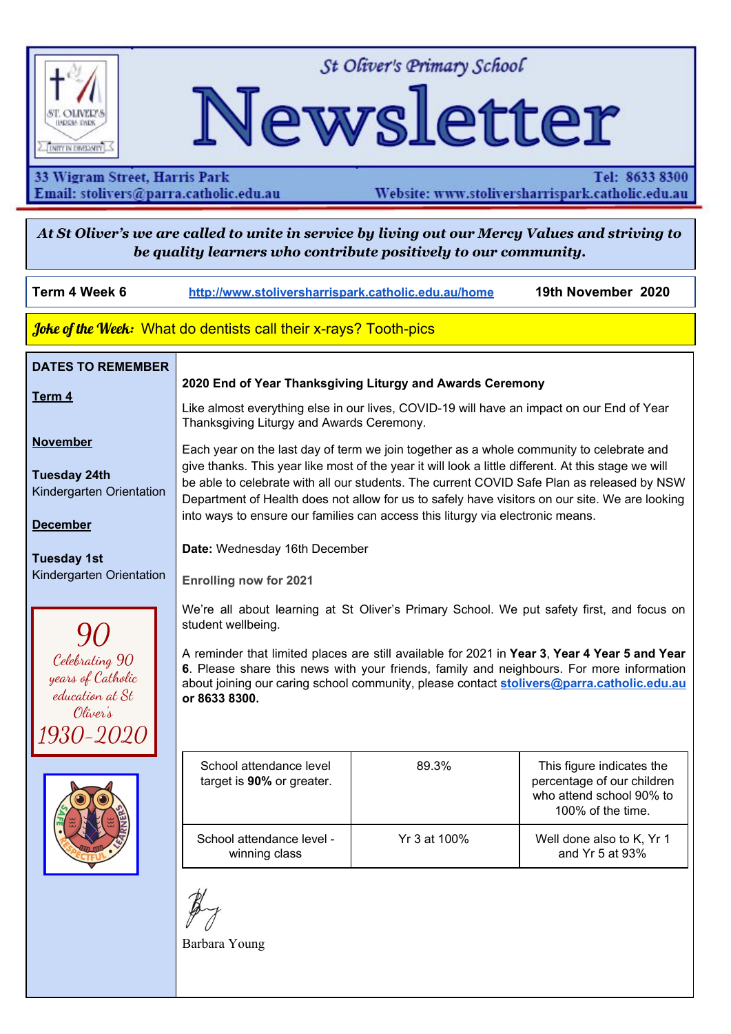St Oliver's Primary School

# Newsletter

33 Wigram Street, Harris Park
Email: stolivers@parra.catholic.edu.au

Tel: 8633 8300
Website: www.stoliversharrispark.catholic.edu.au

***At St Oliver's we are called to unite in service by living out our Mercy Values and striving to be quality learners who contribute positively to our community.***

**Term 4 Week 6** | http://www.stoliversharrispark.catholic.edu.au/home | **19th November 2020**

***Joke of the Week:*** What do dentists call their x-rays? Tooth-pics

## DATES TO REMEMBER

**Term 4**

**November**

**Tuesday 24th**
Kindergarten Orientation

**December**

**Tuesday 1st**
Kindergarten Orientation

*90*
*Celebrating 90 years of Catholic education at St Oliver's*
*1930-2020*

### 2020 End of Year Thanksgiving Liturgy and Awards Ceremony

Like almost everything else in our lives, COVID-19 will have an impact on our End of Year Thanksgiving Liturgy and Awards Ceremony.

Each year on the last day of term we join together as a whole community to celebrate and give thanks. This year like most of the year it will look a little different. At this stage we will be able to celebrate with all our students. The current COVID Safe Plan as released by NSW Department of Health does not allow for us to safely have visitors on our site. We are looking into ways to ensure our families can access this liturgy via electronic means.

**Date:** Wednesday 16th December

### Enrolling now for 2021

We're all about learning at St Oliver's Primary School. We put safety first, and focus on student wellbeing.

A reminder that limited places are still available for 2021 in **Year 3**, **Year 4 Year 5 and Year 6**. Please share this news with your friends, family and neighbours. For more information about joining our caring school community, please contact **stolivers@parra.catholic.edu.au or 8633 8300.**

| School attendance level target is **90%** or greater. | 89.3% | This figure indicates the percentage of our children who attend school 90% to 100% of the time. |
|---|---|---|
| School attendance level - winning class | Yr 3 at 100% | Well done also to K, Yr 1 and Yr 5 at 93% |

Barbara Young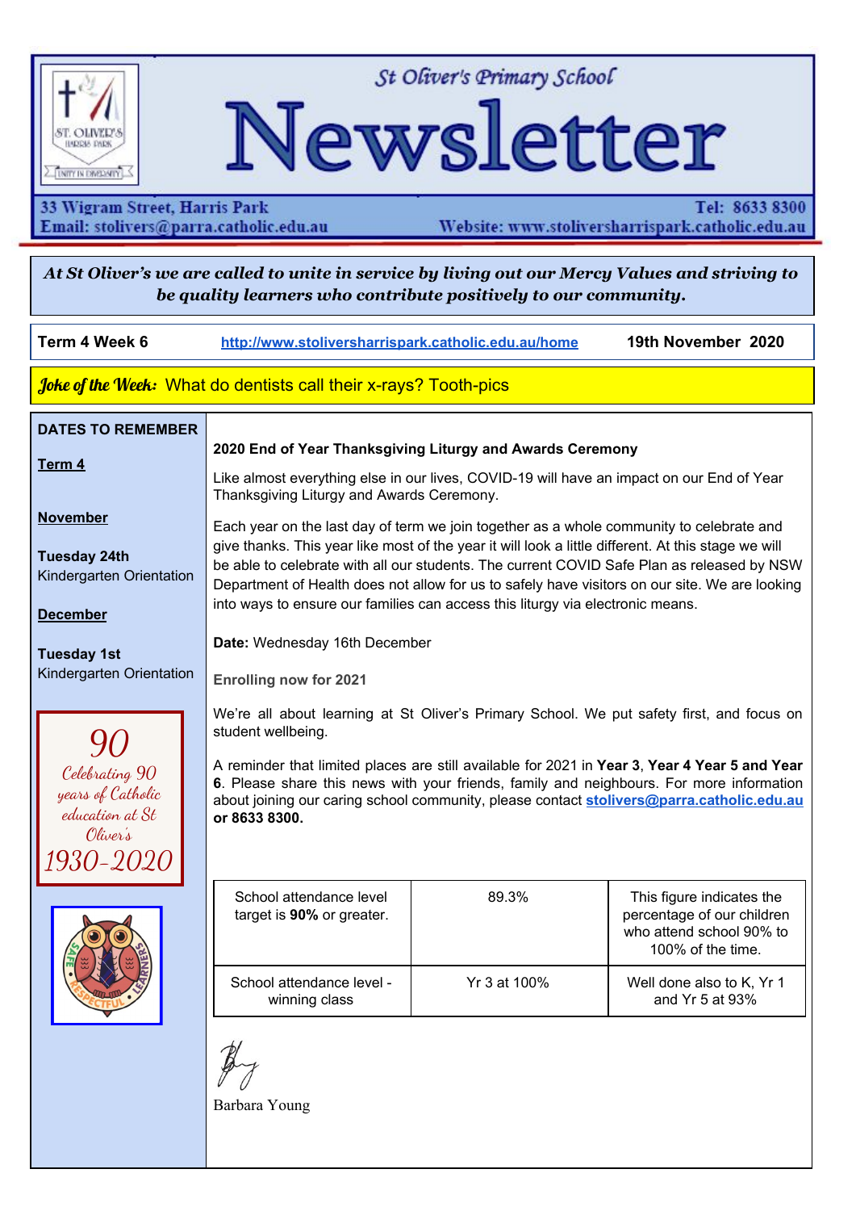St Oliver's Primary School

# Newsletter

33 Wigram Street, Harris Park
Tel: 8633 8300
Email: stolivers@parra.catholic.edu.au
Website: www.stoliversharrispark.catholic.edu.au

***At St Oliver's we are called to unite in service by living out our Mercy Values and striving to be quality learners who contribute positively to our community.***

**Term 4 Week 6** http://www.stoliversharrispark.catholic.edu.au/home **19th November 2020**

***Joke of the Week:*** What do dentists call their x-rays? Tooth-pics

## DATES TO REMEMBER

**Term 4**

**November**

**Tuesday 24th**
Kindergarten Orientation

**December**

**Tuesday 1st**
Kindergarten Orientation

*90*
*Celebrating 90 years of Catholic education at St Oliver's*
*1930-2020*

### 2020 End of Year Thanksgiving Liturgy and Awards Ceremony

Like almost everything else in our lives, COVID-19 will have an impact on our End of Year Thanksgiving Liturgy and Awards Ceremony.

Each year on the last day of term we join together as a whole community to celebrate and give thanks. This year like most of the year it will look a little different. At this stage we will be able to celebrate with all our students. The current COVID Safe Plan as released by NSW Department of Health does not allow for us to safely have visitors on our site. We are looking into ways to ensure our families can access this liturgy via electronic means.

**Date:** Wednesday 16th December

### Enrolling now for 2021

We're all about learning at St Oliver's Primary School. We put safety first, and focus on student wellbeing.

A reminder that limited places are still available for 2021 in **Year 3**, **Year 4 Year 5 and Year 6**. Please share this news with your friends, family and neighbours. For more information about joining our caring school community, please contact **stolivers@parra.catholic.edu.au or 8633 8300.**

| | | |
|---|---|---|
| School attendance level target is **90%** or greater. | 89.3% | This figure indicates the percentage of our children who attend school 90% to 100% of the time. |
| School attendance level - winning class | Yr 3 at 100% | Well done also to K, Yr 1 and Yr 5 at 93% |

Barbara Young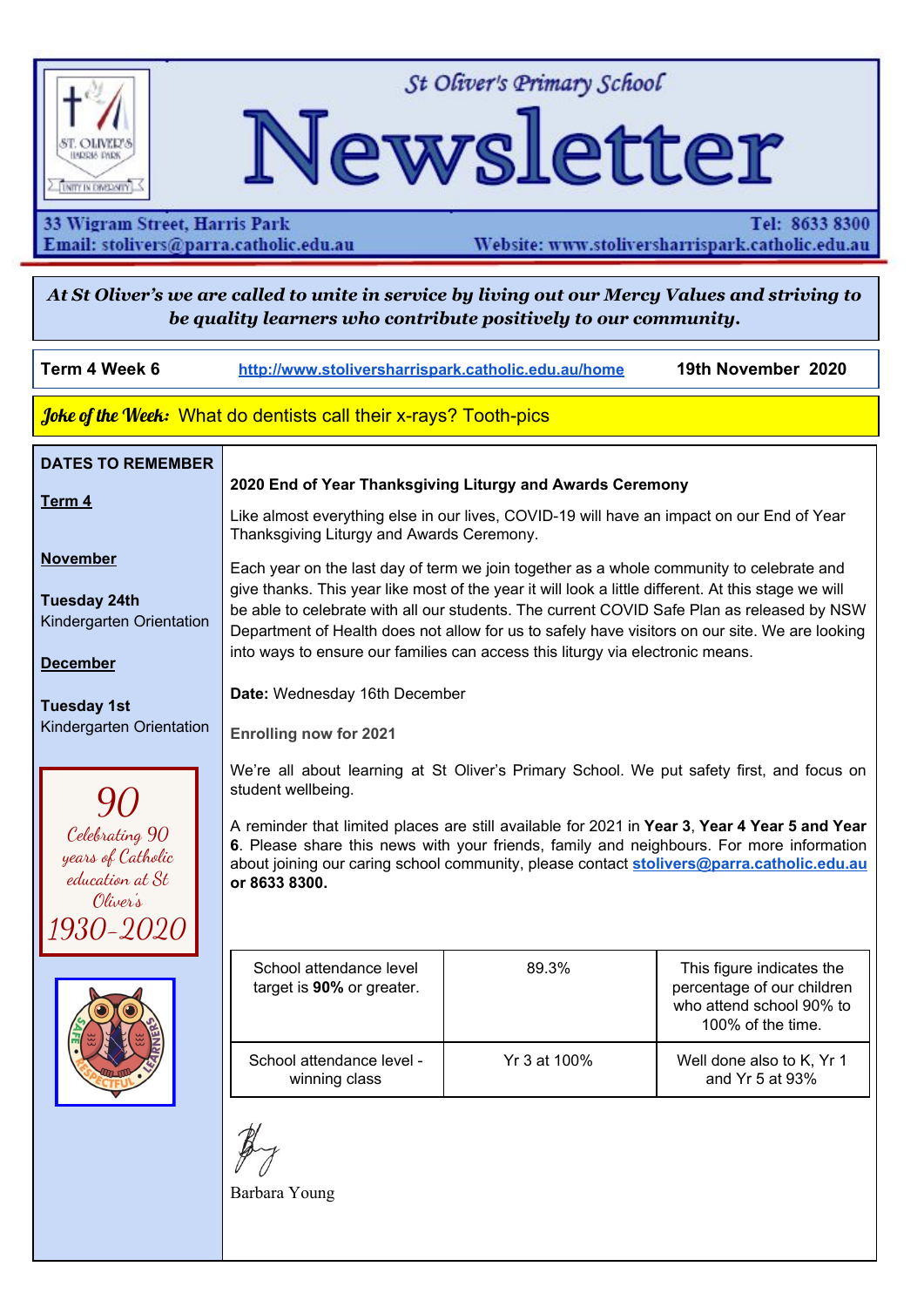St Oliver's Primary School

# Newsletter

33 Wigram Street, Harris Park
Email: stolivers@parra.catholic.edu.au

Tel: 8633 8300
Website: www.stoliversharrispark.catholic.edu.au

***At St Oliver's we are called to unite in service by living out our Mercy Values and striving to be quality learners who contribute positively to our community.***

**Term 4 Week 6** | http://www.stoliversharrispark.catholic.edu.au/home | **19th November 2020**

***Joke of the Week:*** What do dentists call their x-rays? Tooth-pics

**DATES TO REMEMBER**

**Term 4**

**November**

**Tuesday 24th**
Kindergarten Orientation

**December**

**Tuesday 1st**
Kindergarten Orientation

*90*
*Celebrating 90 years of Catholic education at St Oliver's*
*1930-2020*

**2020 End of Year Thanksgiving Liturgy and Awards Ceremony**

Like almost everything else in our lives, COVID-19 will have an impact on our End of Year Thanksgiving Liturgy and Awards Ceremony.

Each year on the last day of term we join together as a whole community to celebrate and give thanks. This year like most of the year it will look a little different. At this stage we will be able to celebrate with all our students. The current COVID Safe Plan as released by NSW Department of Health does not allow for us to safely have visitors on our site. We are looking into ways to ensure our families can access this liturgy via electronic means.

**Date:** Wednesday 16th December

**Enrolling now for 2021**

We're all about learning at St Oliver's Primary School. We put safety first, and focus on student wellbeing.

A reminder that limited places are still available for 2021 in **Year 3**, **Year 4 Year 5 and Year 6**. Please share this news with your friends, family and neighbours. For more information about joining our caring school community, please contact **stolivers@parra.catholic.edu.au or 8633 8300.**

| | | |
|---|---|---|
| School attendance level target is **90%** or greater. | 89.3% | This figure indicates the percentage of our children who attend school 90% to 100% of the time. |
| School attendance level - winning class | Yr 3 at 100% | Well done also to K, Yr 1 and Yr 5 at 93% |

Barbara Young